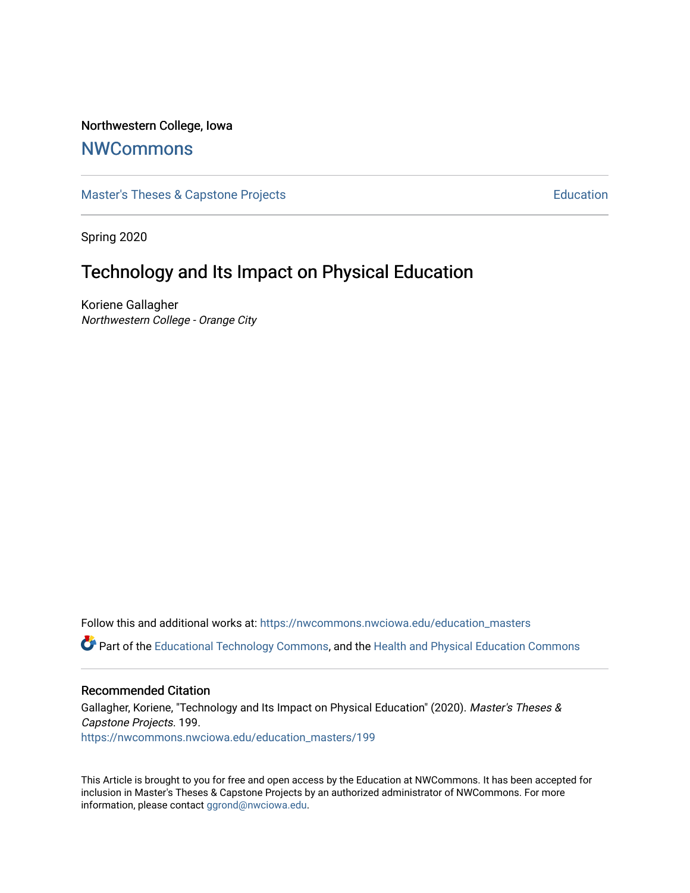Northwestern College, Iowa

# NWCommons

Master's Theses & Capstone Projects | Education

Spring 2020

## Technology and Its Impact on Physical Education

Koriene Gallagher
*Northwestern College - Orange City*

Follow this and additional works at: https://nwcommons.nwciowa.edu/education_masters

Part of the Educational Technology Commons, and the Health and Physical Education Commons

### Recommended Citation

Gallagher, Koriene, "Technology and Its Impact on Physical Education" (2020). *Master's Theses & Capstone Projects*. 199.
https://nwcommons.nwciowa.edu/education_masters/199

This Article is brought to you for free and open access by the Education at NWCommons. It has been accepted for inclusion in Master's Theses & Capstone Projects by an authorized administrator of NWCommons. For more information, please contact ggrond@nwciowa.edu.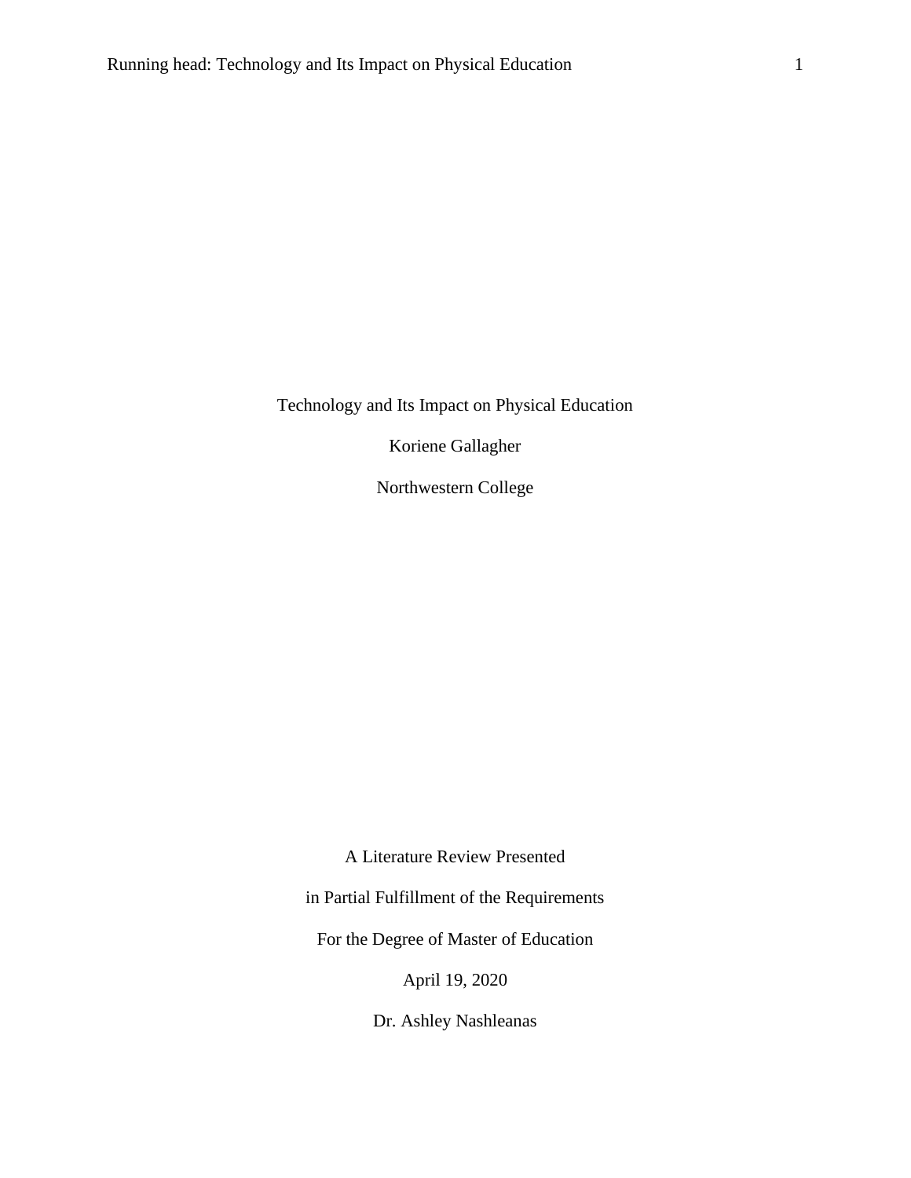Technology and Its Impact on Physical Education

Koriene Gallagher

Northwestern College

A Literature Review Presented

in Partial Fulfillment of the Requirements

For the Degree of Master of Education

April 19, 2020

Dr. Ashley Nashleanas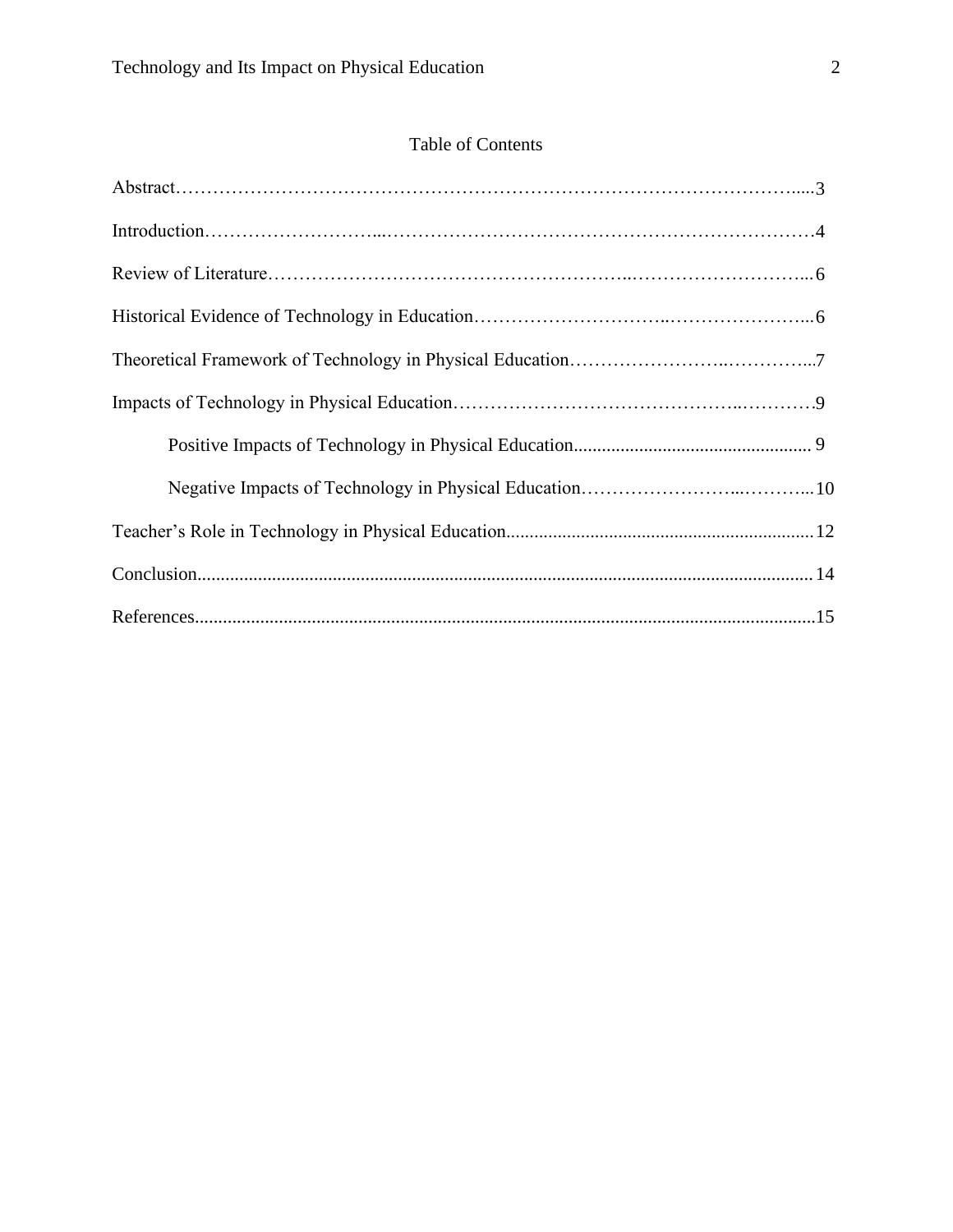# Table of Contents

Abstract……………………………………………………………………………………….....3

Introduction……………………...…………………………………………………………4

Review of Literature………………………………………………..………………………...6

Historical Evidence of Technology in Education…………………………..…………………...6

Theoretical Framework of Technology in Physical Education……………………..…………...7

Impacts of Technology in Physical Education……………………………………..…………9

Positive Impacts of Technology in Physical Education.................................................. 9

Negative Impacts of Technology in Physical Education……………………...………...10

Teacher's Role in Technology in Physical Education.................................................................12

Conclusion...................................................................................................................................14

References....................................................................................................................................15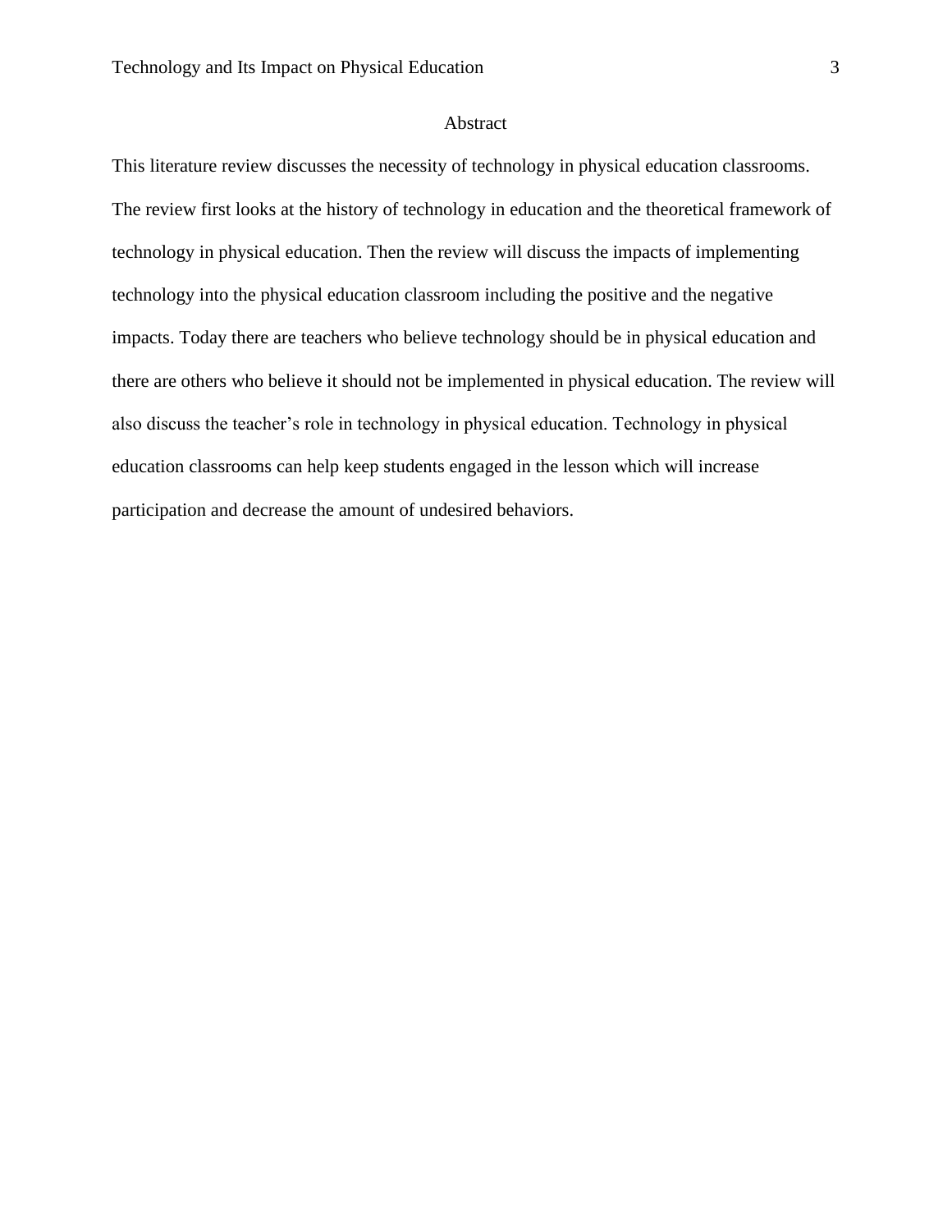# Abstract

This literature review discusses the necessity of technology in physical education classrooms. The review first looks at the history of technology in education and the theoretical framework of technology in physical education. Then the review will discuss the impacts of implementing technology into the physical education classroom including the positive and the negative impacts. Today there are teachers who believe technology should be in physical education and there are others who believe it should not be implemented in physical education. The review will also discuss the teacher's role in technology in physical education. Technology in physical education classrooms can help keep students engaged in the lesson which will increase participation and decrease the amount of undesired behaviors.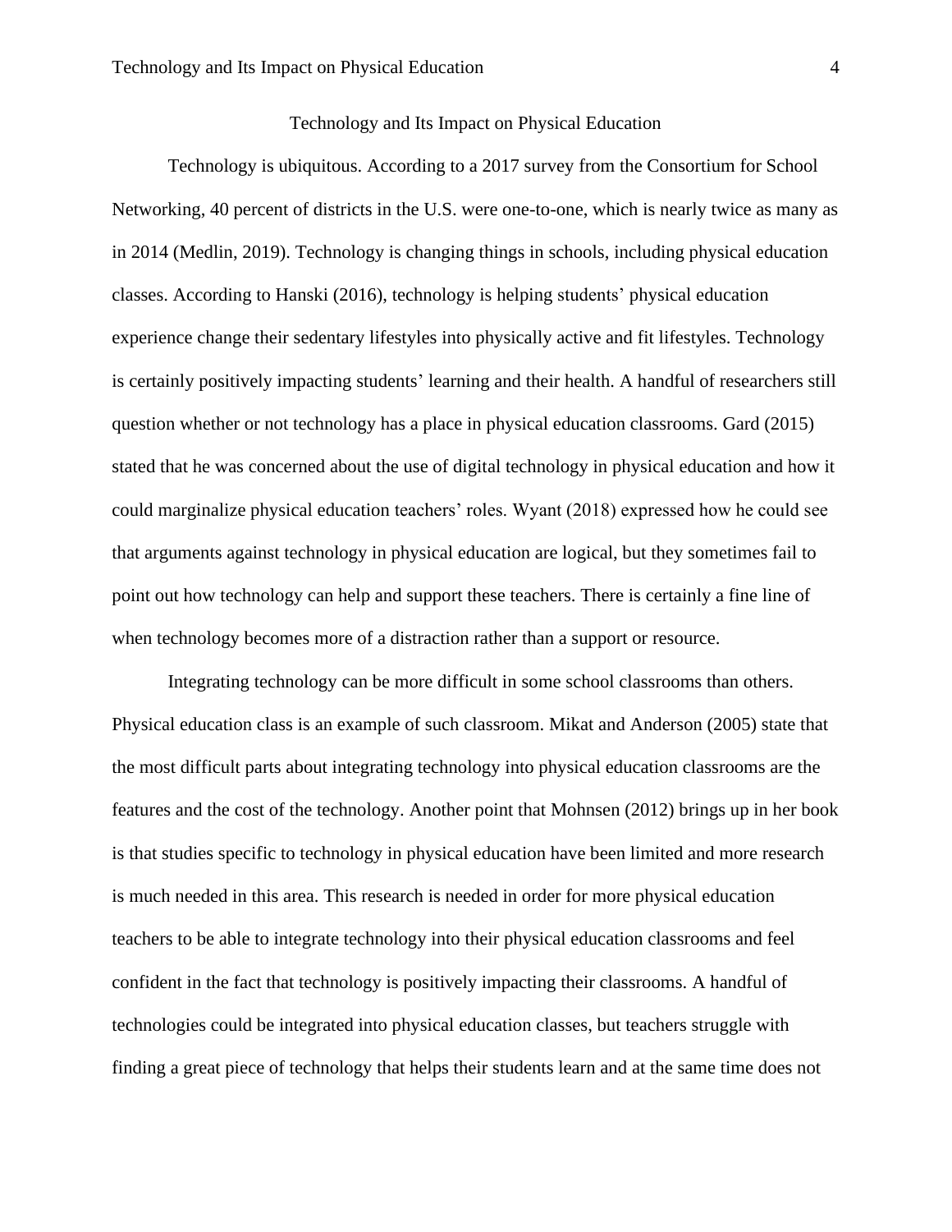# Technology and Its Impact on Physical Education

Technology is ubiquitous. According to a 2017 survey from the Consortium for School Networking, 40 percent of districts in the U.S. were one-to-one, which is nearly twice as many as in 2014 (Medlin, 2019). Technology is changing things in schools, including physical education classes. According to Hanski (2016), technology is helping students' physical education experience change their sedentary lifestyles into physically active and fit lifestyles. Technology is certainly positively impacting students' learning and their health. A handful of researchers still question whether or not technology has a place in physical education classrooms. Gard (2015) stated that he was concerned about the use of digital technology in physical education and how it could marginalize physical education teachers' roles. Wyant (2018) expressed how he could see that arguments against technology in physical education are logical, but they sometimes fail to point out how technology can help and support these teachers. There is certainly a fine line of when technology becomes more of a distraction rather than a support or resource.

Integrating technology can be more difficult in some school classrooms than others. Physical education class is an example of such classroom. Mikat and Anderson (2005) state that the most difficult parts about integrating technology into physical education classrooms are the features and the cost of the technology. Another point that Mohnsen (2012) brings up in her book is that studies specific to technology in physical education have been limited and more research is much needed in this area. This research is needed in order for more physical education teachers to be able to integrate technology into their physical education classrooms and feel confident in the fact that technology is positively impacting their classrooms. A handful of technologies could be integrated into physical education classes, but teachers struggle with finding a great piece of technology that helps their students learn and at the same time does not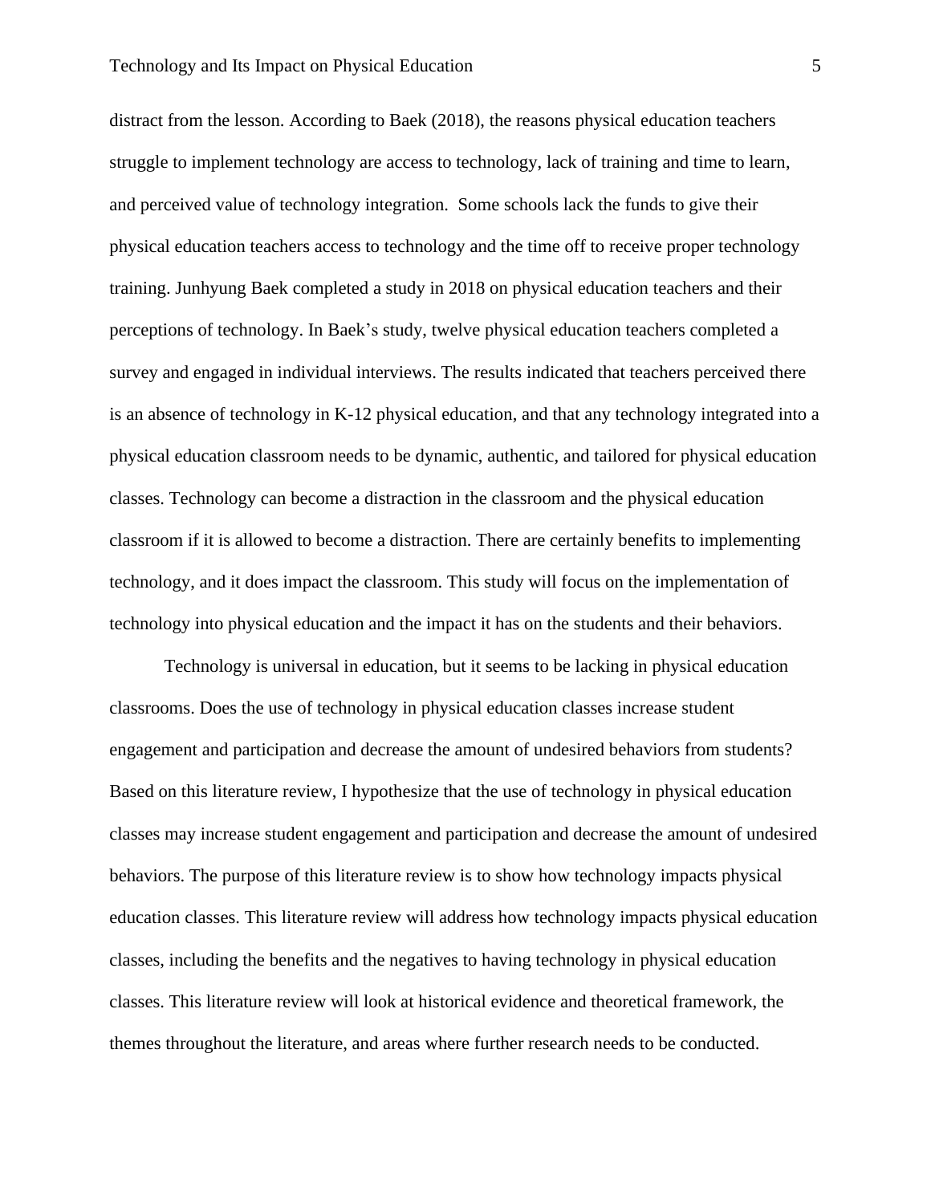distract from the lesson. According to Baek (2018), the reasons physical education teachers struggle to implement technology are access to technology, lack of training and time to learn, and perceived value of technology integration. Some schools lack the funds to give their physical education teachers access to technology and the time off to receive proper technology training. Junhyung Baek completed a study in 2018 on physical education teachers and their perceptions of technology. In Baek's study, twelve physical education teachers completed a survey and engaged in individual interviews. The results indicated that teachers perceived there is an absence of technology in K-12 physical education, and that any technology integrated into a physical education classroom needs to be dynamic, authentic, and tailored for physical education classes. Technology can become a distraction in the classroom and the physical education classroom if it is allowed to become a distraction. There are certainly benefits to implementing technology, and it does impact the classroom. This study will focus on the implementation of technology into physical education and the impact it has on the students and their behaviors.

Technology is universal in education, but it seems to be lacking in physical education classrooms. Does the use of technology in physical education classes increase student engagement and participation and decrease the amount of undesired behaviors from students? Based on this literature review, I hypothesize that the use of technology in physical education classes may increase student engagement and participation and decrease the amount of undesired behaviors. The purpose of this literature review is to show how technology impacts physical education classes. This literature review will address how technology impacts physical education classes, including the benefits and the negatives to having technology in physical education classes. This literature review will look at historical evidence and theoretical framework, the themes throughout the literature, and areas where further research needs to be conducted.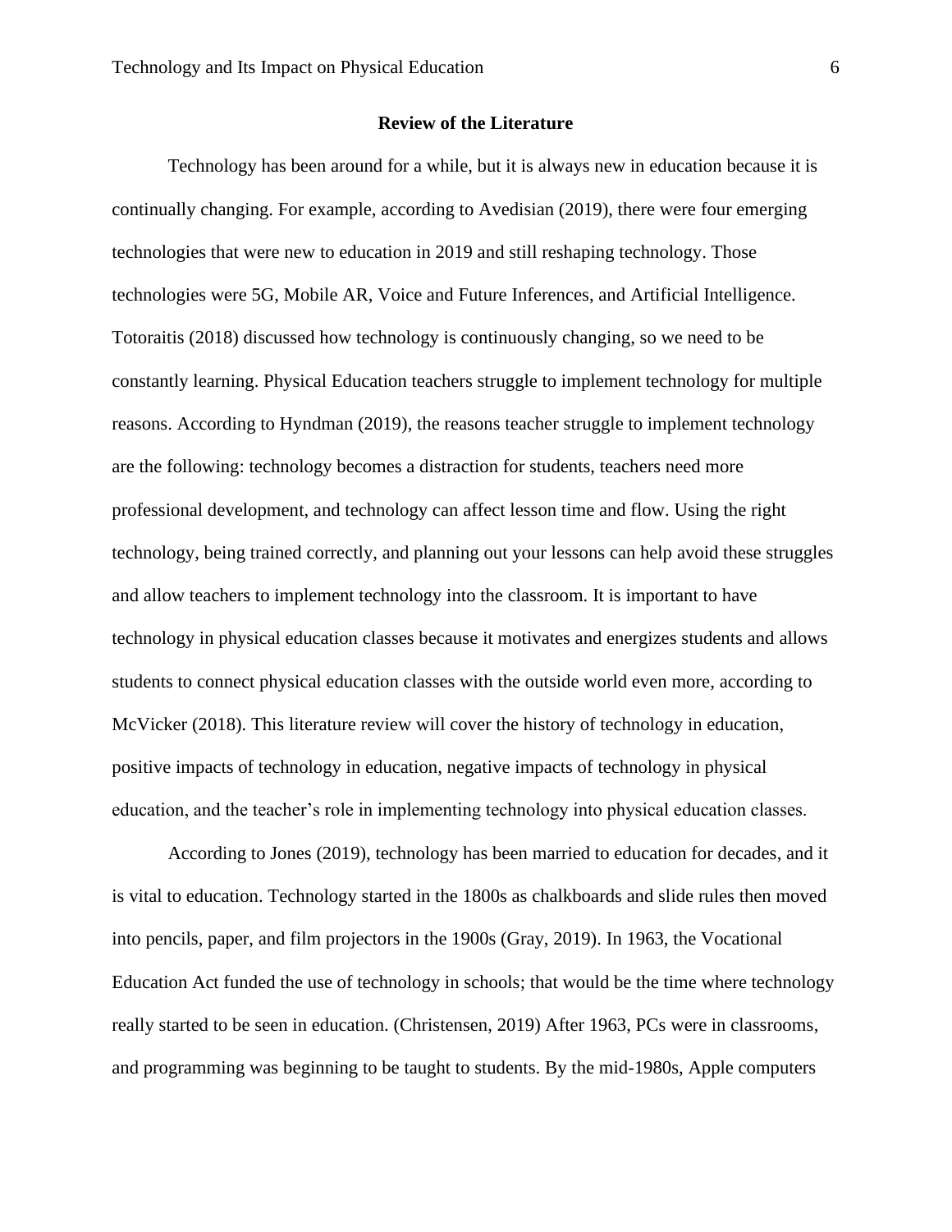## Review of the Literature

Technology has been around for a while, but it is always new in education because it is continually changing. For example, according to Avedisian (2019), there were four emerging technologies that were new to education in 2019 and still reshaping technology. Those technologies were 5G, Mobile AR, Voice and Future Inferences, and Artificial Intelligence. Totoraitis (2018) discussed how technology is continuously changing, so we need to be constantly learning. Physical Education teachers struggle to implement technology for multiple reasons. According to Hyndman (2019), the reasons teacher struggle to implement technology are the following: technology becomes a distraction for students, teachers need more professional development, and technology can affect lesson time and flow. Using the right technology, being trained correctly, and planning out your lessons can help avoid these struggles and allow teachers to implement technology into the classroom. It is important to have technology in physical education classes because it motivates and energizes students and allows students to connect physical education classes with the outside world even more, according to McVicker (2018). This literature review will cover the history of technology in education, positive impacts of technology in education, negative impacts of technology in physical education, and the teacher's role in implementing technology into physical education classes.

According to Jones (2019), technology has been married to education for decades, and it is vital to education. Technology started in the 1800s as chalkboards and slide rules then moved into pencils, paper, and film projectors in the 1900s (Gray, 2019). In 1963, the Vocational Education Act funded the use of technology in schools; that would be the time where technology really started to be seen in education. (Christensen, 2019) After 1963, PCs were in classrooms, and programming was beginning to be taught to students. By the mid-1980s, Apple computers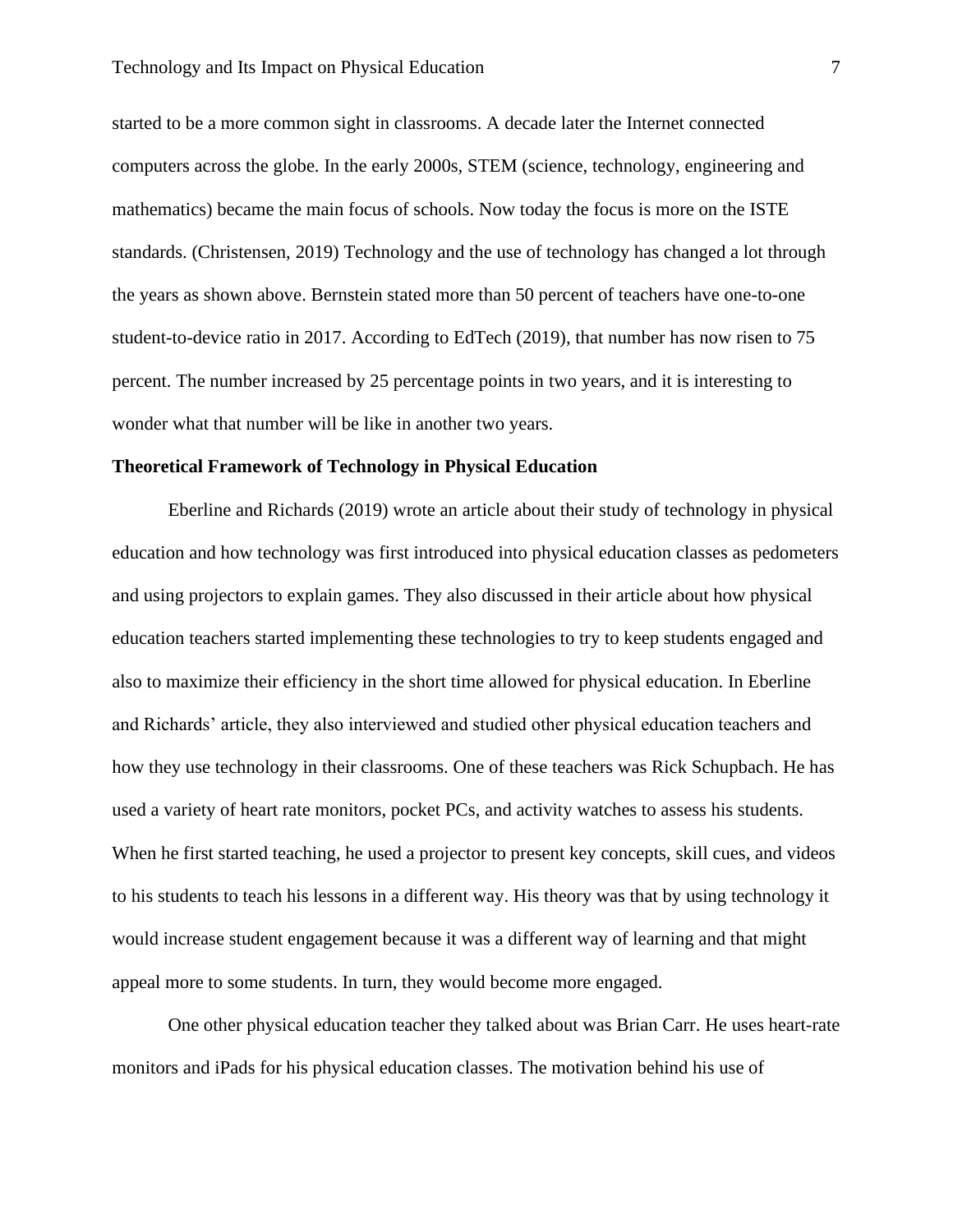started to be a more common sight in classrooms. A decade later the Internet connected computers across the globe. In the early 2000s, STEM (science, technology, engineering and mathematics) became the main focus of schools. Now today the focus is more on the ISTE standards. (Christensen, 2019) Technology and the use of technology has changed a lot through the years as shown above. Bernstein stated more than 50 percent of teachers have one-to-one student-to-device ratio in 2017. According to EdTech (2019), that number has now risen to 75 percent. The number increased by 25 percentage points in two years, and it is interesting to wonder what that number will be like in another two years.

## Theoretical Framework of Technology in Physical Education

Eberline and Richards (2019) wrote an article about their study of technology in physical education and how technology was first introduced into physical education classes as pedometers and using projectors to explain games. They also discussed in their article about how physical education teachers started implementing these technologies to try to keep students engaged and also to maximize their efficiency in the short time allowed for physical education. In Eberline and Richards' article, they also interviewed and studied other physical education teachers and how they use technology in their classrooms. One of these teachers was Rick Schupbach. He has used a variety of heart rate monitors, pocket PCs, and activity watches to assess his students. When he first started teaching, he used a projector to present key concepts, skill cues, and videos to his students to teach his lessons in a different way. His theory was that by using technology it would increase student engagement because it was a different way of learning and that might appeal more to some students. In turn, they would become more engaged.

One other physical education teacher they talked about was Brian Carr. He uses heart-rate monitors and iPads for his physical education classes. The motivation behind his use of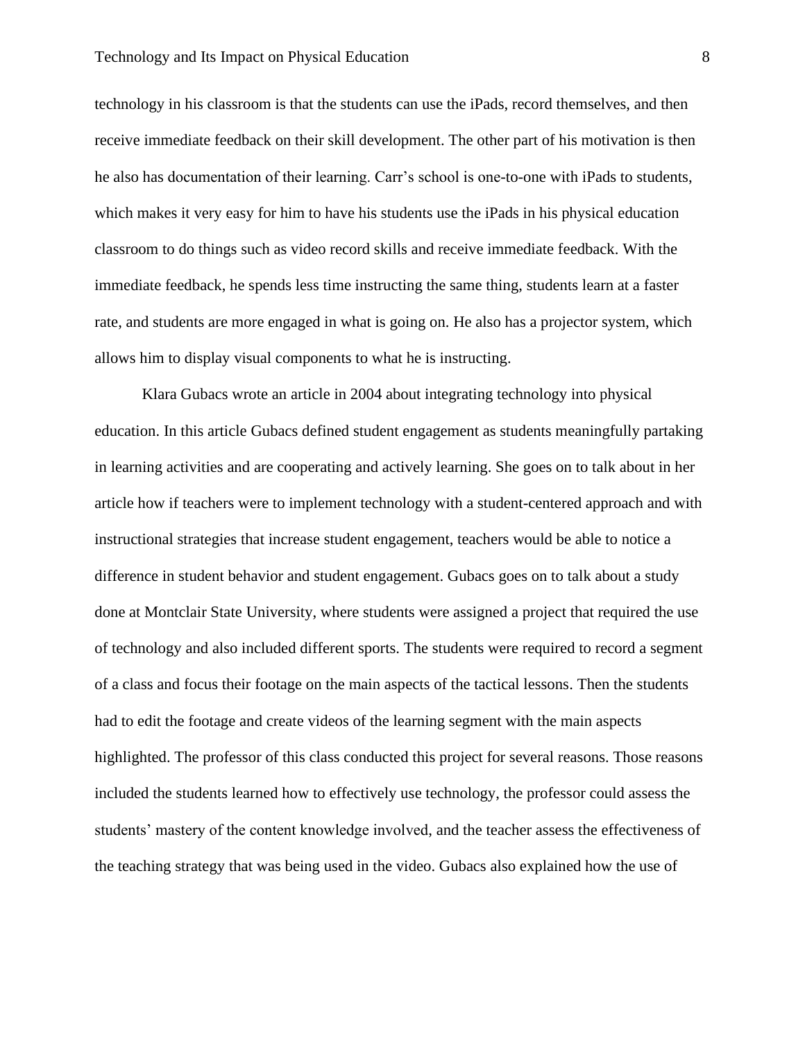technology in his classroom is that the students can use the iPads, record themselves, and then receive immediate feedback on their skill development. The other part of his motivation is then he also has documentation of their learning. Carr's school is one-to-one with iPads to students, which makes it very easy for him to have his students use the iPads in his physical education classroom to do things such as video record skills and receive immediate feedback. With the immediate feedback, he spends less time instructing the same thing, students learn at a faster rate, and students are more engaged in what is going on. He also has a projector system, which allows him to display visual components to what he is instructing.

Klara Gubacs wrote an article in 2004 about integrating technology into physical education. In this article Gubacs defined student engagement as students meaningfully partaking in learning activities and are cooperating and actively learning. She goes on to talk about in her article how if teachers were to implement technology with a student-centered approach and with instructional strategies that increase student engagement, teachers would be able to notice a difference in student behavior and student engagement. Gubacs goes on to talk about a study done at Montclair State University, where students were assigned a project that required the use of technology and also included different sports. The students were required to record a segment of a class and focus their footage on the main aspects of the tactical lessons. Then the students had to edit the footage and create videos of the learning segment with the main aspects highlighted. The professor of this class conducted this project for several reasons. Those reasons included the students learned how to effectively use technology, the professor could assess the students' mastery of the content knowledge involved, and the teacher assess the effectiveness of the teaching strategy that was being used in the video. Gubacs also explained how the use of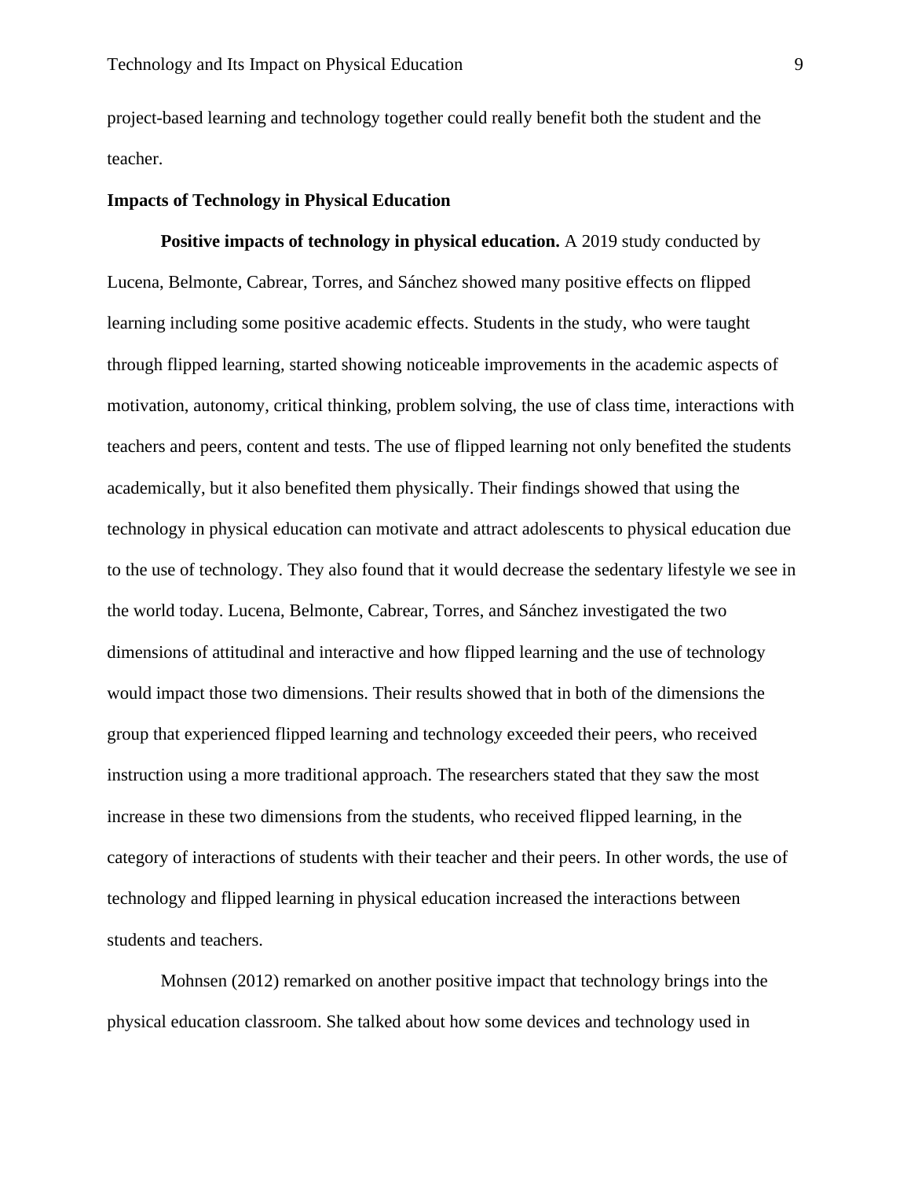project-based learning and technology together could really benefit both the student and the teacher.

## Impacts of Technology in Physical Education

**Positive impacts of technology in physical education.** A 2019 study conducted by Lucena, Belmonte, Cabrear, Torres, and Sánchez showed many positive effects on flipped learning including some positive academic effects. Students in the study, who were taught through flipped learning, started showing noticeable improvements in the academic aspects of motivation, autonomy, critical thinking, problem solving, the use of class time, interactions with teachers and peers, content and tests. The use of flipped learning not only benefited the students academically, but it also benefited them physically. Their findings showed that using the technology in physical education can motivate and attract adolescents to physical education due to the use of technology. They also found that it would decrease the sedentary lifestyle we see in the world today. Lucena, Belmonte, Cabrear, Torres, and Sánchez investigated the two dimensions of attitudinal and interactive and how flipped learning and the use of technology would impact those two dimensions. Their results showed that in both of the dimensions the group that experienced flipped learning and technology exceeded their peers, who received instruction using a more traditional approach. The researchers stated that they saw the most increase in these two dimensions from the students, who received flipped learning, in the category of interactions of students with their teacher and their peers. In other words, the use of technology and flipped learning in physical education increased the interactions between students and teachers.

Mohnsen (2012) remarked on another positive impact that technology brings into the physical education classroom. She talked about how some devices and technology used in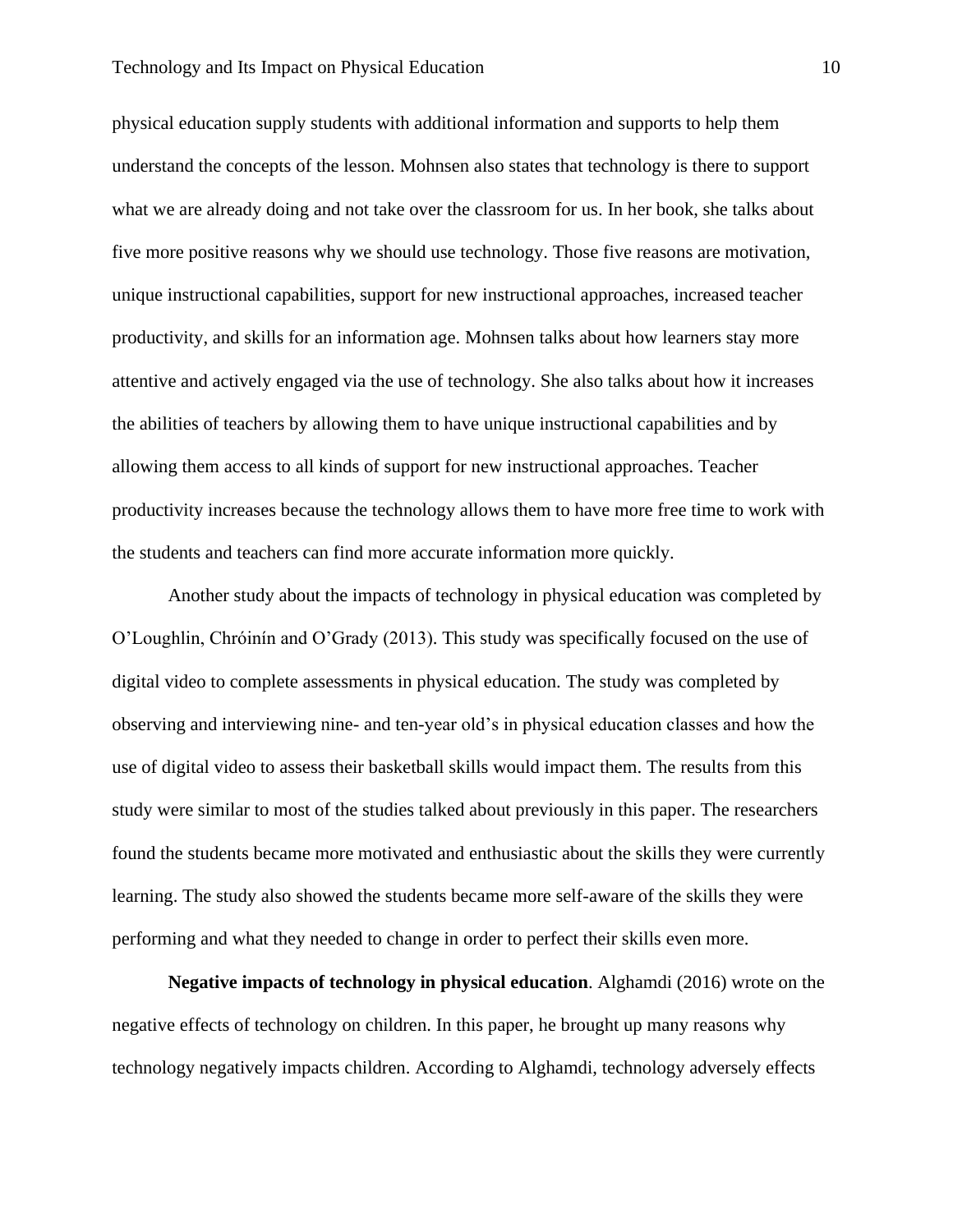physical education supply students with additional information and supports to help them understand the concepts of the lesson. Mohnsen also states that technology is there to support what we are already doing and not take over the classroom for us. In her book, she talks about five more positive reasons why we should use technology. Those five reasons are motivation, unique instructional capabilities, support for new instructional approaches, increased teacher productivity, and skills for an information age. Mohnsen talks about how learners stay more attentive and actively engaged via the use of technology. She also talks about how it increases the abilities of teachers by allowing them to have unique instructional capabilities and by allowing them access to all kinds of support for new instructional approaches. Teacher productivity increases because the technology allows them to have more free time to work with the students and teachers can find more accurate information more quickly.

Another study about the impacts of technology in physical education was completed by O'Loughlin, Chróinín and O'Grady (2013). This study was specifically focused on the use of digital video to complete assessments in physical education. The study was completed by observing and interviewing nine- and ten-year old's in physical education classes and how the use of digital video to assess their basketball skills would impact them. The results from this study were similar to most of the studies talked about previously in this paper. The researchers found the students became more motivated and enthusiastic about the skills they were currently learning. The study also showed the students became more self-aware of the skills they were performing and what they needed to change in order to perfect their skills even more.

**Negative impacts of technology in physical education**. Alghamdi (2016) wrote on the negative effects of technology on children. In this paper, he brought up many reasons why technology negatively impacts children. According to Alghamdi, technology adversely effects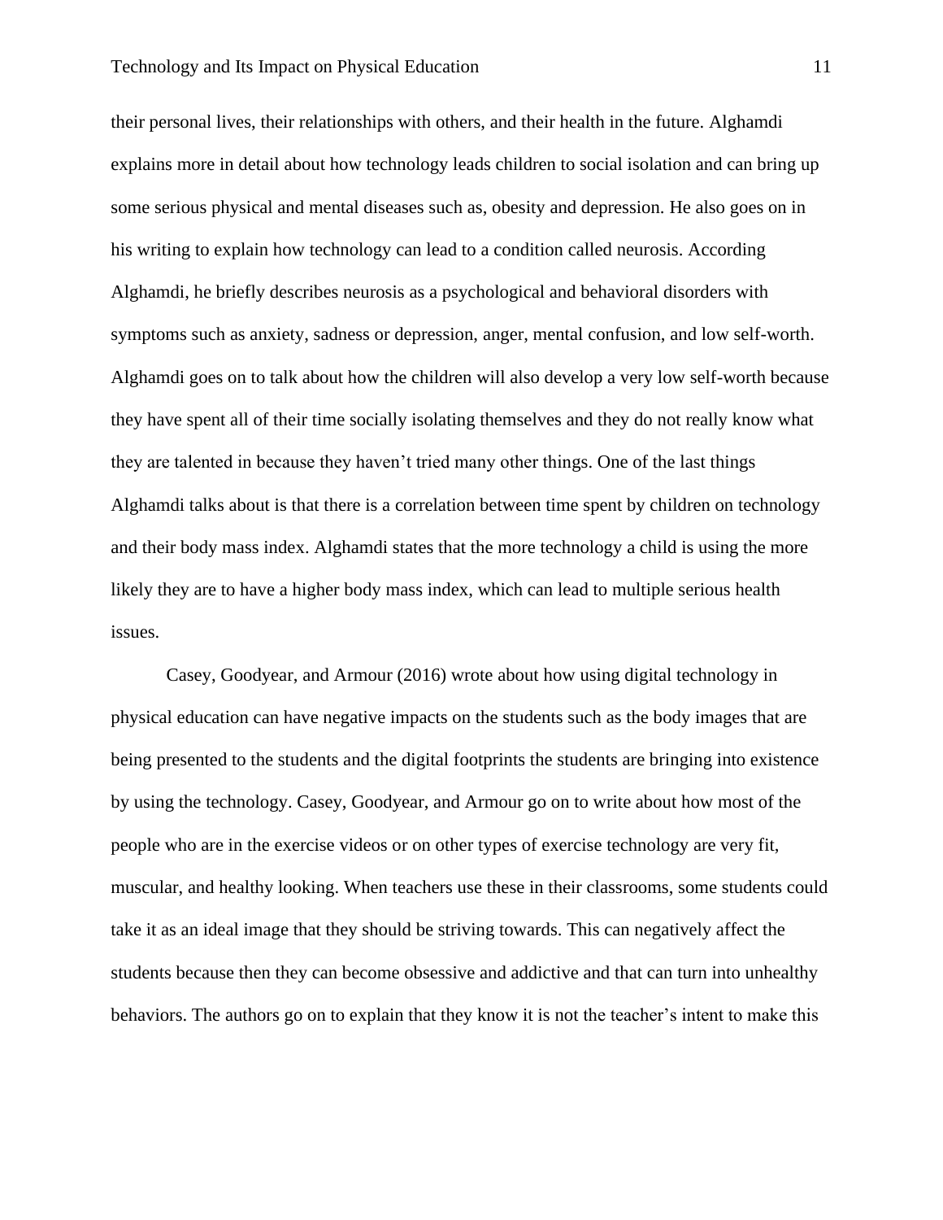their personal lives, their relationships with others, and their health in the future. Alghamdi explains more in detail about how technology leads children to social isolation and can bring up some serious physical and mental diseases such as, obesity and depression. He also goes on in his writing to explain how technology can lead to a condition called neurosis. According Alghamdi, he briefly describes neurosis as a psychological and behavioral disorders with symptoms such as anxiety, sadness or depression, anger, mental confusion, and low self-worth. Alghamdi goes on to talk about how the children will also develop a very low self-worth because they have spent all of their time socially isolating themselves and they do not really know what they are talented in because they haven't tried many other things. One of the last things Alghamdi talks about is that there is a correlation between time spent by children on technology and their body mass index. Alghamdi states that the more technology a child is using the more likely they are to have a higher body mass index, which can lead to multiple serious health issues.

Casey, Goodyear, and Armour (2016) wrote about how using digital technology in physical education can have negative impacts on the students such as the body images that are being presented to the students and the digital footprints the students are bringing into existence by using the technology. Casey, Goodyear, and Armour go on to write about how most of the people who are in the exercise videos or on other types of exercise technology are very fit, muscular, and healthy looking. When teachers use these in their classrooms, some students could take it as an ideal image that they should be striving towards. This can negatively affect the students because then they can become obsessive and addictive and that can turn into unhealthy behaviors. The authors go on to explain that they know it is not the teacher's intent to make this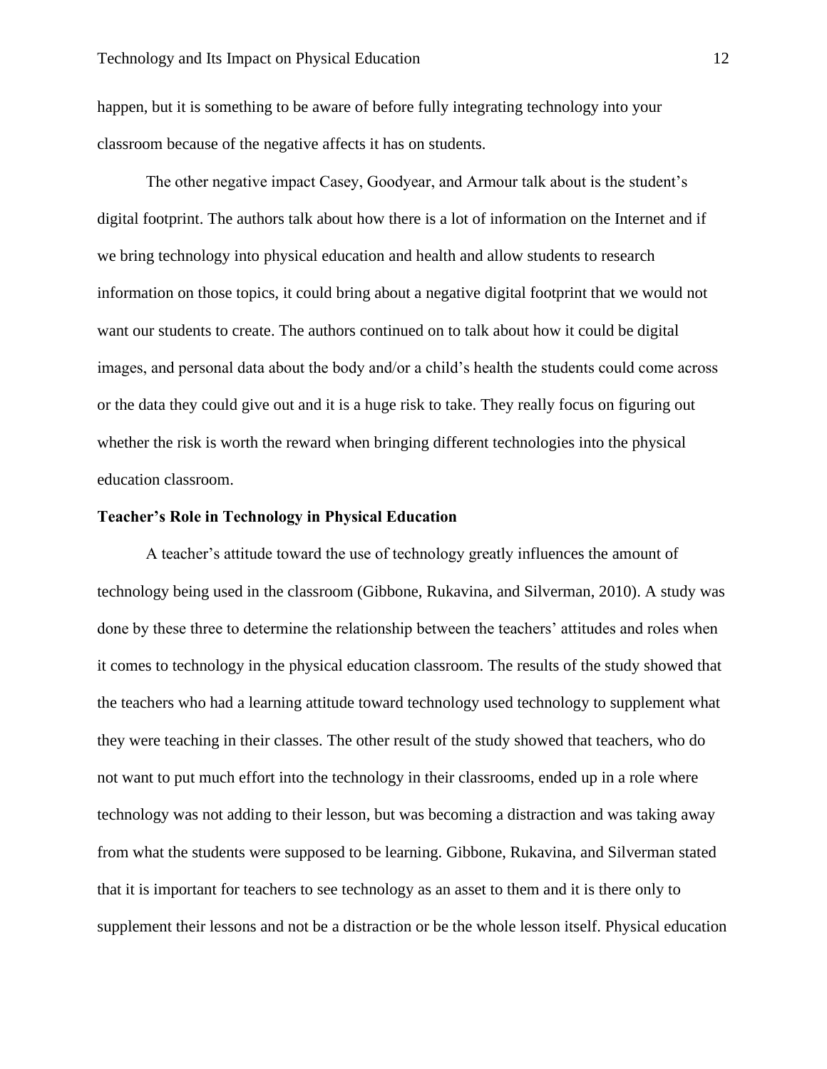happen, but it is something to be aware of before fully integrating technology into your classroom because of the negative affects it has on students.

The other negative impact Casey, Goodyear, and Armour talk about is the student's digital footprint. The authors talk about how there is a lot of information on the Internet and if we bring technology into physical education and health and allow students to research information on those topics, it could bring about a negative digital footprint that we would not want our students to create. The authors continued on to talk about how it could be digital images, and personal data about the body and/or a child's health the students could come across or the data they could give out and it is a huge risk to take. They really focus on figuring out whether the risk is worth the reward when bringing different technologies into the physical education classroom.

**Teacher's Role in Technology in Physical Education**

A teacher's attitude toward the use of technology greatly influences the amount of technology being used in the classroom (Gibbone, Rukavina, and Silverman, 2010). A study was done by these three to determine the relationship between the teachers' attitudes and roles when it comes to technology in the physical education classroom. The results of the study showed that the teachers who had a learning attitude toward technology used technology to supplement what they were teaching in their classes. The other result of the study showed that teachers, who do not want to put much effort into the technology in their classrooms, ended up in a role where technology was not adding to their lesson, but was becoming a distraction and was taking away from what the students were supposed to be learning. Gibbone, Rukavina, and Silverman stated that it is important for teachers to see technology as an asset to them and it is there only to supplement their lessons and not be a distraction or be the whole lesson itself. Physical education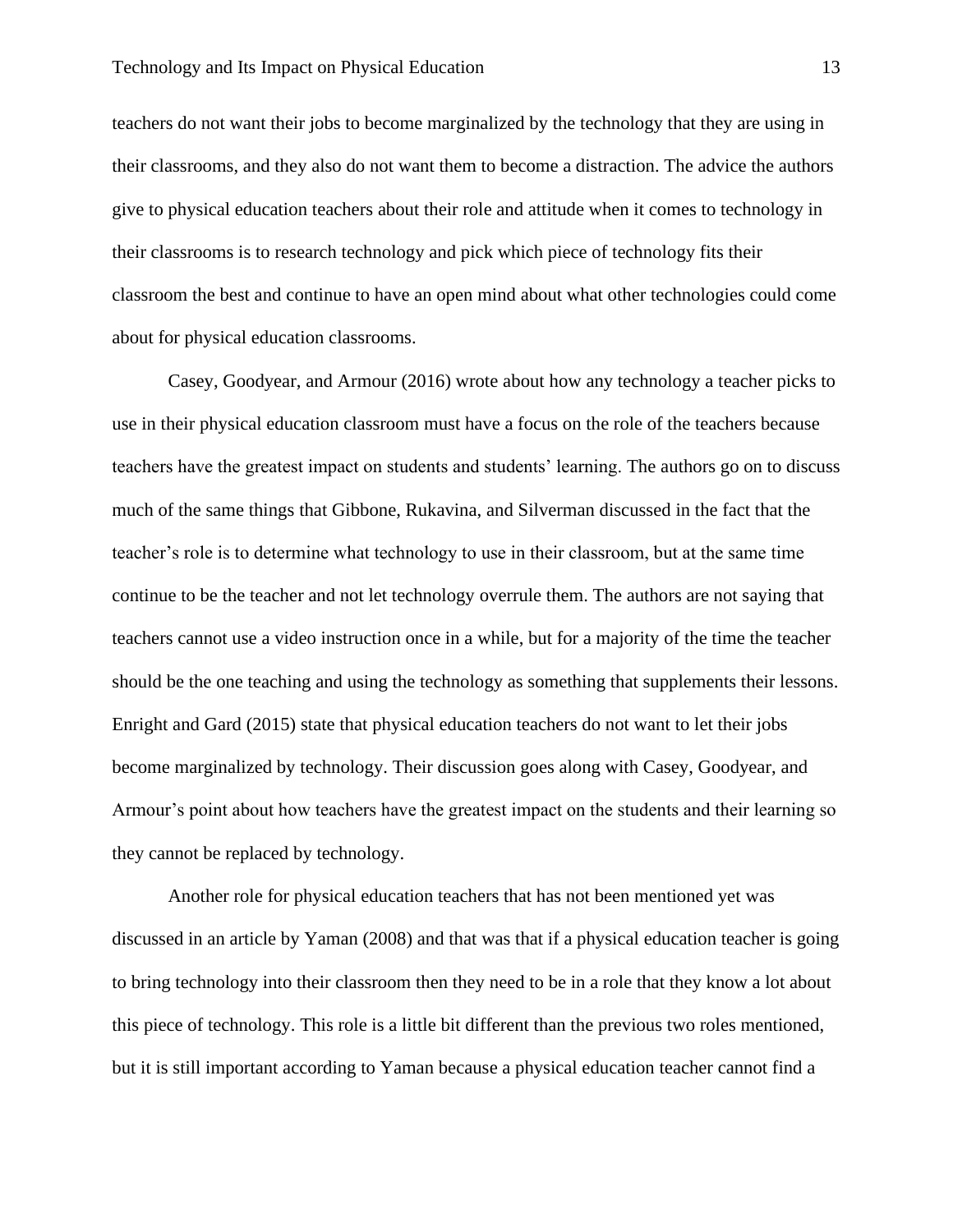teachers do not want their jobs to become marginalized by the technology that they are using in their classrooms, and they also do not want them to become a distraction. The advice the authors give to physical education teachers about their role and attitude when it comes to technology in their classrooms is to research technology and pick which piece of technology fits their classroom the best and continue to have an open mind about what other technologies could come about for physical education classrooms.

Casey, Goodyear, and Armour (2016) wrote about how any technology a teacher picks to use in their physical education classroom must have a focus on the role of the teachers because teachers have the greatest impact on students and students' learning. The authors go on to discuss much of the same things that Gibbone, Rukavina, and Silverman discussed in the fact that the teacher's role is to determine what technology to use in their classroom, but at the same time continue to be the teacher and not let technology overrule them. The authors are not saying that teachers cannot use a video instruction once in a while, but for a majority of the time the teacher should be the one teaching and using the technology as something that supplements their lessons. Enright and Gard (2015) state that physical education teachers do not want to let their jobs become marginalized by technology. Their discussion goes along with Casey, Goodyear, and Armour's point about how teachers have the greatest impact on the students and their learning so they cannot be replaced by technology.

Another role for physical education teachers that has not been mentioned yet was discussed in an article by Yaman (2008) and that was that if a physical education teacher is going to bring technology into their classroom then they need to be in a role that they know a lot about this piece of technology. This role is a little bit different than the previous two roles mentioned, but it is still important according to Yaman because a physical education teacher cannot find a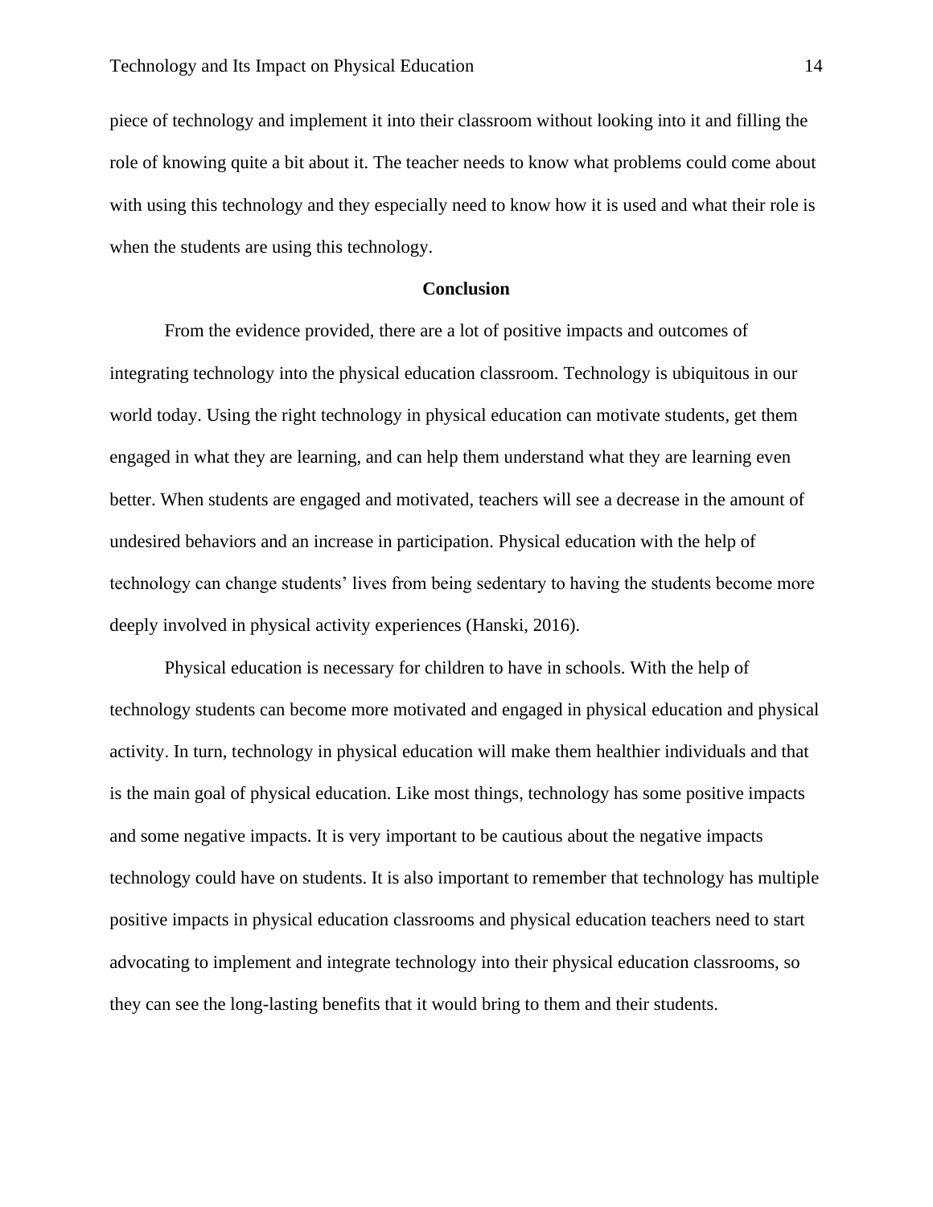piece of technology and implement it into their classroom without looking into it and filling the role of knowing quite a bit about it. The teacher needs to know what problems could come about with using this technology and they especially need to know how it is used and what their role is when the students are using this technology.

## Conclusion

From the evidence provided, there are a lot of positive impacts and outcomes of integrating technology into the physical education classroom. Technology is ubiquitous in our world today. Using the right technology in physical education can motivate students, get them engaged in what they are learning, and can help them understand what they are learning even better. When students are engaged and motivated, teachers will see a decrease in the amount of undesired behaviors and an increase in participation. Physical education with the help of technology can change students' lives from being sedentary to having the students become more deeply involved in physical activity experiences (Hanski, 2016).

Physical education is necessary for children to have in schools. With the help of technology students can become more motivated and engaged in physical education and physical activity. In turn, technology in physical education will make them healthier individuals and that is the main goal of physical education. Like most things, technology has some positive impacts and some negative impacts. It is very important to be cautious about the negative impacts technology could have on students. It is also important to remember that technology has multiple positive impacts in physical education classrooms and physical education teachers need to start advocating to implement and integrate technology into their physical education classrooms, so they can see the long-lasting benefits that it would bring to them and their students.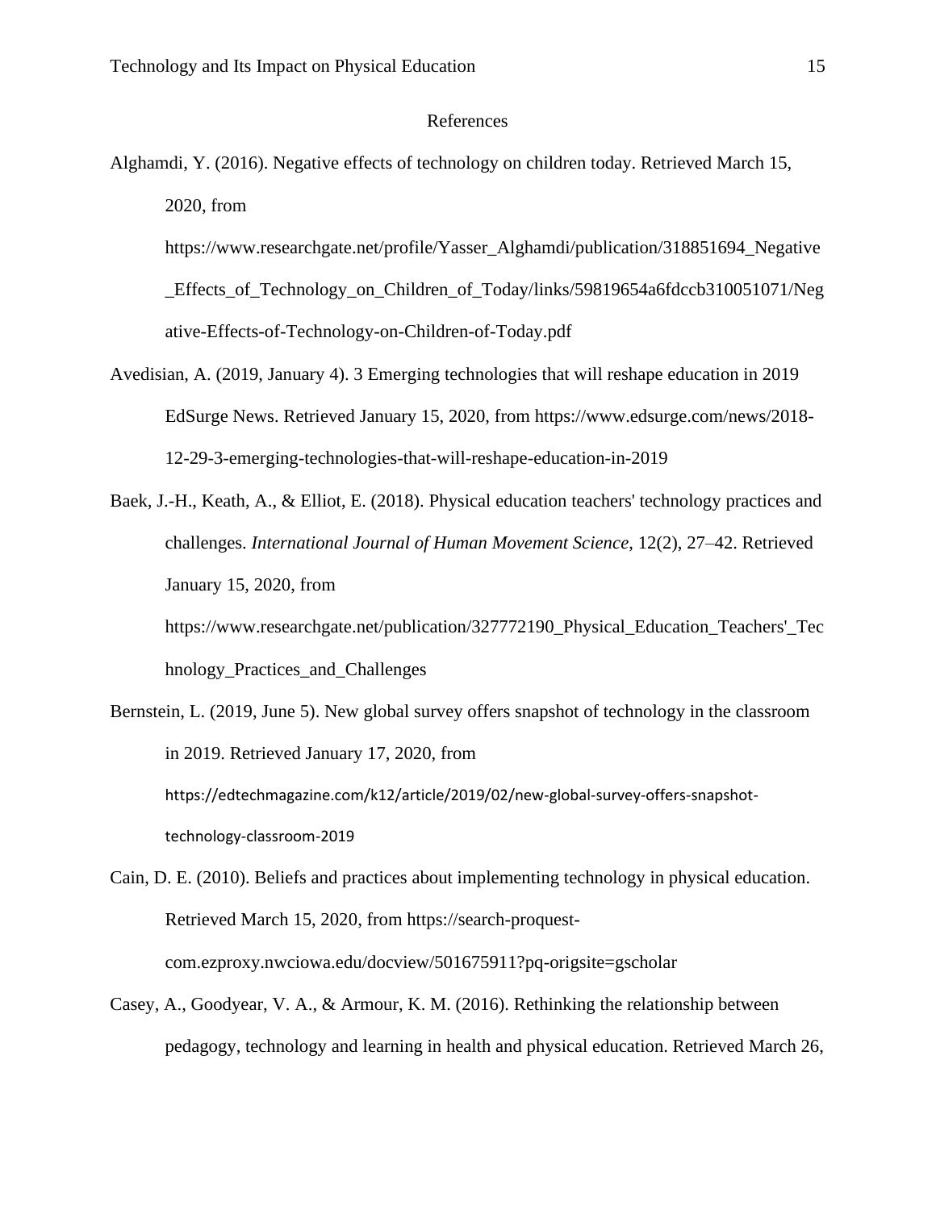# References

Alghamdi, Y. (2016). Negative effects of technology on children today. Retrieved March 15, 2020, from https://www.researchgate.net/profile/Yasser_Alghamdi/publication/318851694_Negative_Effects_of_Technology_on_Children_of_Today/links/59819654a6fdccb310051071/Negative-Effects-of-Technology-on-Children-of-Today.pdf

Avedisian, A. (2019, January 4). 3 Emerging technologies that will reshape education in 2019 EdSurge News. Retrieved January 15, 2020, from https://www.edsurge.com/news/2018-12-29-3-emerging-technologies-that-will-reshape-education-in-2019

Baek, J.-H., Keath, A., & Elliot, E. (2018). Physical education teachers' technology practices and challenges. *International Journal of Human Movement Science*, 12(2), 27–42. Retrieved January 15, 2020, from https://www.researchgate.net/publication/327772190_Physical_Education_Teachers'_Technology_Practices_and_Challenges

Bernstein, L. (2019, June 5). New global survey offers snapshot of technology in the classroom in 2019. Retrieved January 17, 2020, from https://edtechmagazine.com/k12/article/2019/02/new-global-survey-offers-snapshot-technology-classroom-2019

Cain, D. E. (2010). Beliefs and practices about implementing technology in physical education. Retrieved March 15, 2020, from https://search-proquest-com.ezproxy.nwciowa.edu/docview/501675911?pq-origsite=gscholar

Casey, A., Goodyear, V. A., & Armour, K. M. (2016). Rethinking the relationship between pedagogy, technology and learning in health and physical education. Retrieved March 26,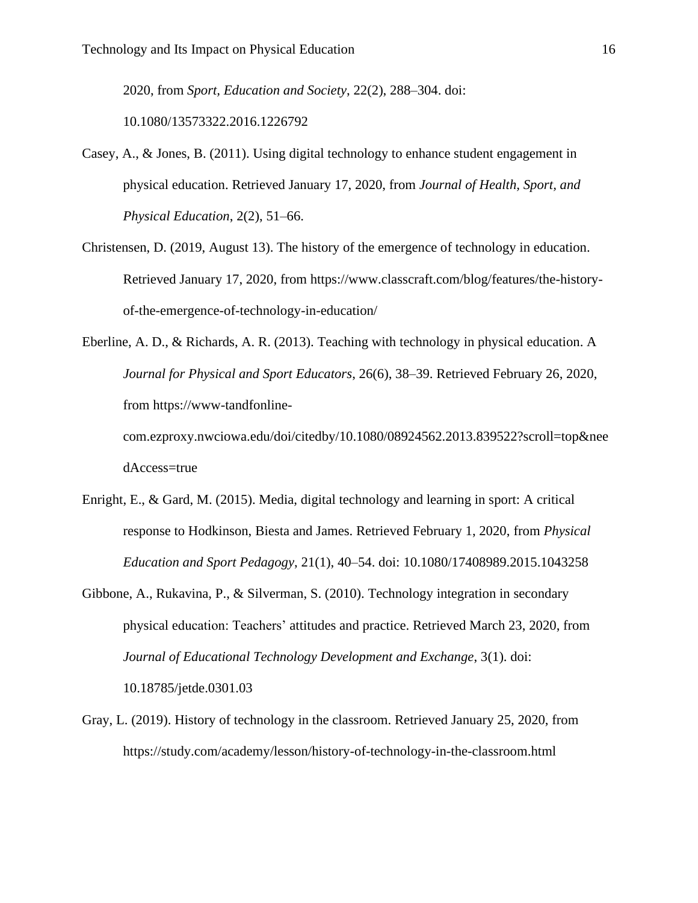2020, from *Sport, Education and Society*, 22(2), 288–304. doi: 10.1080/13573322.2016.1226792

Casey, A., & Jones, B. (2011). Using digital technology to enhance student engagement in physical education. Retrieved January 17, 2020, from *Journal of Health, Sport, and Physical Education*, 2(2), 51–66.

Christensen, D. (2019, August 13). The history of the emergence of technology in education. Retrieved January 17, 2020, from https://www.classcraft.com/blog/features/the-history-of-the-emergence-of-technology-in-education/

Eberline, A. D., & Richards, A. R. (2013). Teaching with technology in physical education. A *Journal for Physical and Sport Educators*, 26(6), 38–39. Retrieved February 26, 2020, from https://www-tandfonline-com.ezproxy.nwciowa.edu/doi/citedby/10.1080/08924562.2013.839522?scroll=top&needAccess=true

Enright, E., & Gard, M. (2015). Media, digital technology and learning in sport: A critical response to Hodkinson, Biesta and James. Retrieved February 1, 2020, from *Physical Education and Sport Pedagogy*, 21(1), 40–54. doi: 10.1080/17408989.2015.1043258

Gibbone, A., Rukavina, P., & Silverman, S. (2010). Technology integration in secondary physical education: Teachers' attitudes and practice. Retrieved March 23, 2020, from *Journal of Educational Technology Development and Exchange*, 3(1). doi: 10.18785/jetde.0301.03

Gray, L. (2019). History of technology in the classroom. Retrieved January 25, 2020, from https://study.com/academy/lesson/history-of-technology-in-the-classroom.html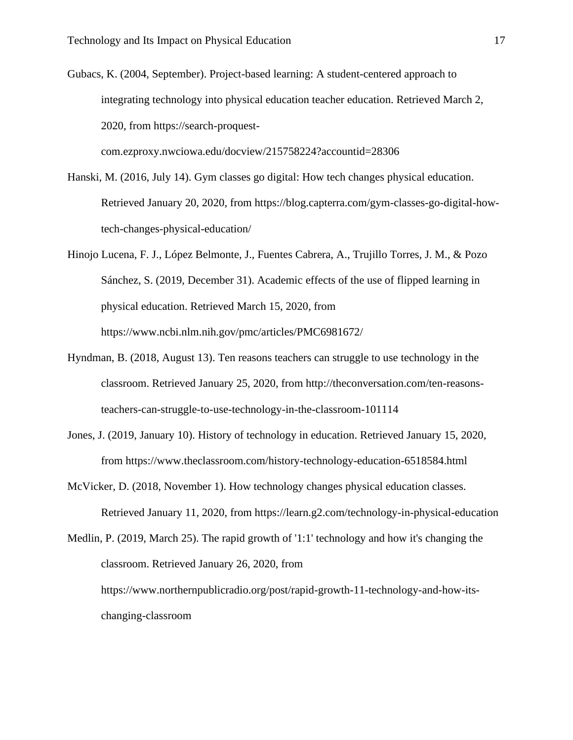Gubacs, K. (2004, September). Project-based learning: A student-centered approach to integrating technology into physical education teacher education. Retrieved March 2, 2020, from https://search-proquest-com.ezproxy.nwciowa.edu/docview/215758224?accountid=28306

Hanski, M. (2016, July 14). Gym classes go digital: How tech changes physical education. Retrieved January 20, 2020, from https://blog.capterra.com/gym-classes-go-digital-how-tech-changes-physical-education/

Hinojo Lucena, F. J., López Belmonte, J., Fuentes Cabrera, A., Trujillo Torres, J. M., & Pozo Sánchez, S. (2019, December 31). Academic effects of the use of flipped learning in physical education. Retrieved March 15, 2020, from https://www.ncbi.nlm.nih.gov/pmc/articles/PMC6981672/

Hyndman, B. (2018, August 13). Ten reasons teachers can struggle to use technology in the classroom. Retrieved January 25, 2020, from http://theconversation.com/ten-reasons-teachers-can-struggle-to-use-technology-in-the-classroom-101114

Jones, J. (2019, January 10). History of technology in education. Retrieved January 15, 2020, from https://www.theclassroom.com/history-technology-education-6518584.html

McVicker, D. (2018, November 1). How technology changes physical education classes. Retrieved January 11, 2020, from https://learn.g2.com/technology-in-physical-education

Medlin, P. (2019, March 25). The rapid growth of '1:1' technology and how it's changing the classroom. Retrieved January 26, 2020, from https://www.northernpublicradio.org/post/rapid-growth-11-technology-and-how-its-changing-classroom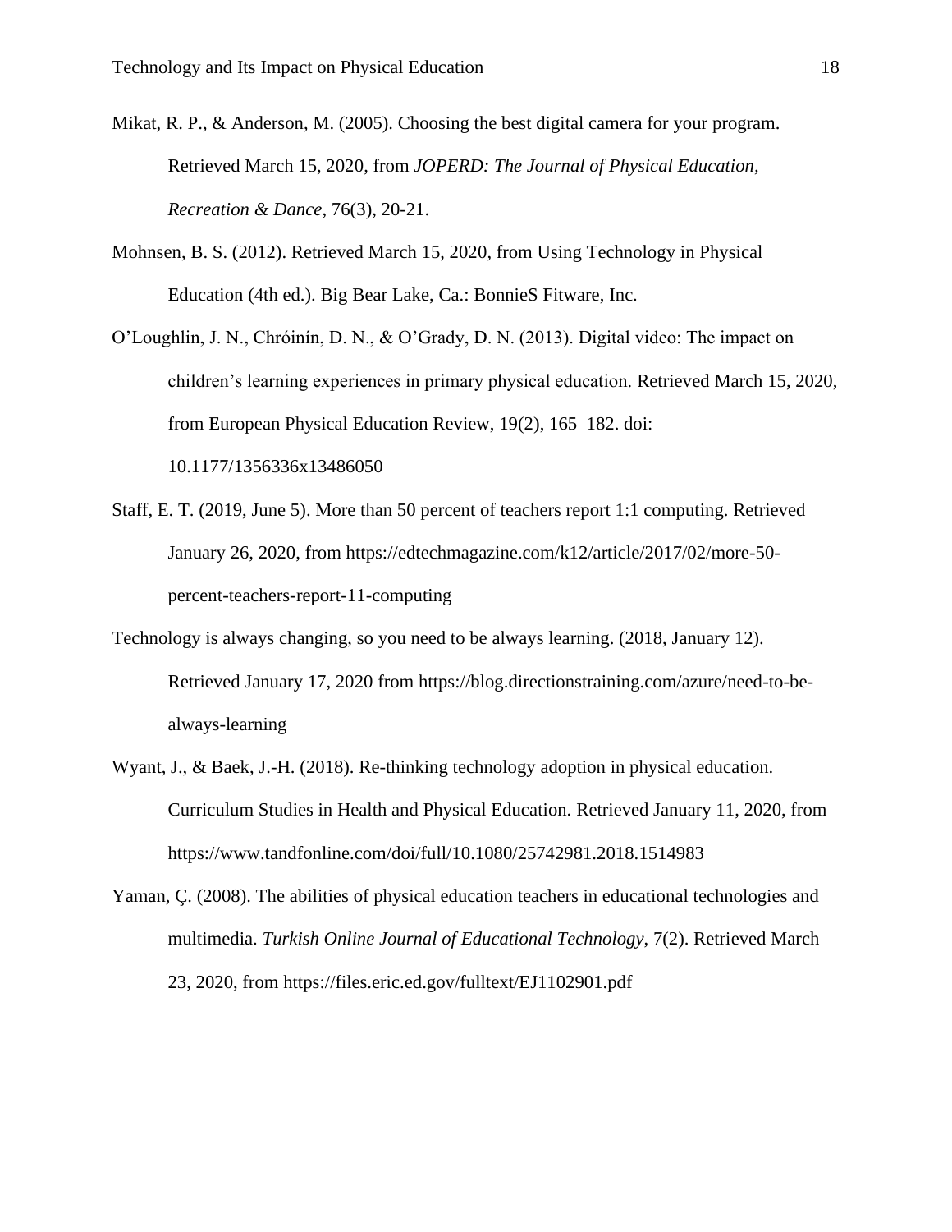Mikat, R. P., & Anderson, M. (2005). Choosing the best digital camera for your program. Retrieved March 15, 2020, from *JOPERD: The Journal of Physical Education, Recreation & Dance*, 76(3), 20-21.

Mohnsen, B. S. (2012). Retrieved March 15, 2020, from Using Technology in Physical Education (4th ed.). Big Bear Lake, Ca.: BonnieS Fitware, Inc.

O'Loughlin, J. N., Chróinín, D. N., & O'Grady, D. N. (2013). Digital video: The impact on children's learning experiences in primary physical education. Retrieved March 15, 2020, from European Physical Education Review, 19(2), 165–182. doi: 10.1177/1356336x13486050

Staff, E. T. (2019, June 5). More than 50 percent of teachers report 1:1 computing. Retrieved January 26, 2020, from https://edtechmagazine.com/k12/article/2017/02/more-50-percent-teachers-report-11-computing

Technology is always changing, so you need to be always learning. (2018, January 12). Retrieved January 17, 2020 from https://blog.directionstraining.com/azure/need-to-be-always-learning

Wyant, J., & Baek, J.-H. (2018). Re-thinking technology adoption in physical education. Curriculum Studies in Health and Physical Education. Retrieved January 11, 2020, from https://www.tandfonline.com/doi/full/10.1080/25742981.2018.1514983

Yaman, Ç. (2008). The abilities of physical education teachers in educational technologies and multimedia. *Turkish Online Journal of Educational Technology*, 7(2). Retrieved March 23, 2020, from https://files.eric.ed.gov/fulltext/EJ1102901.pdf